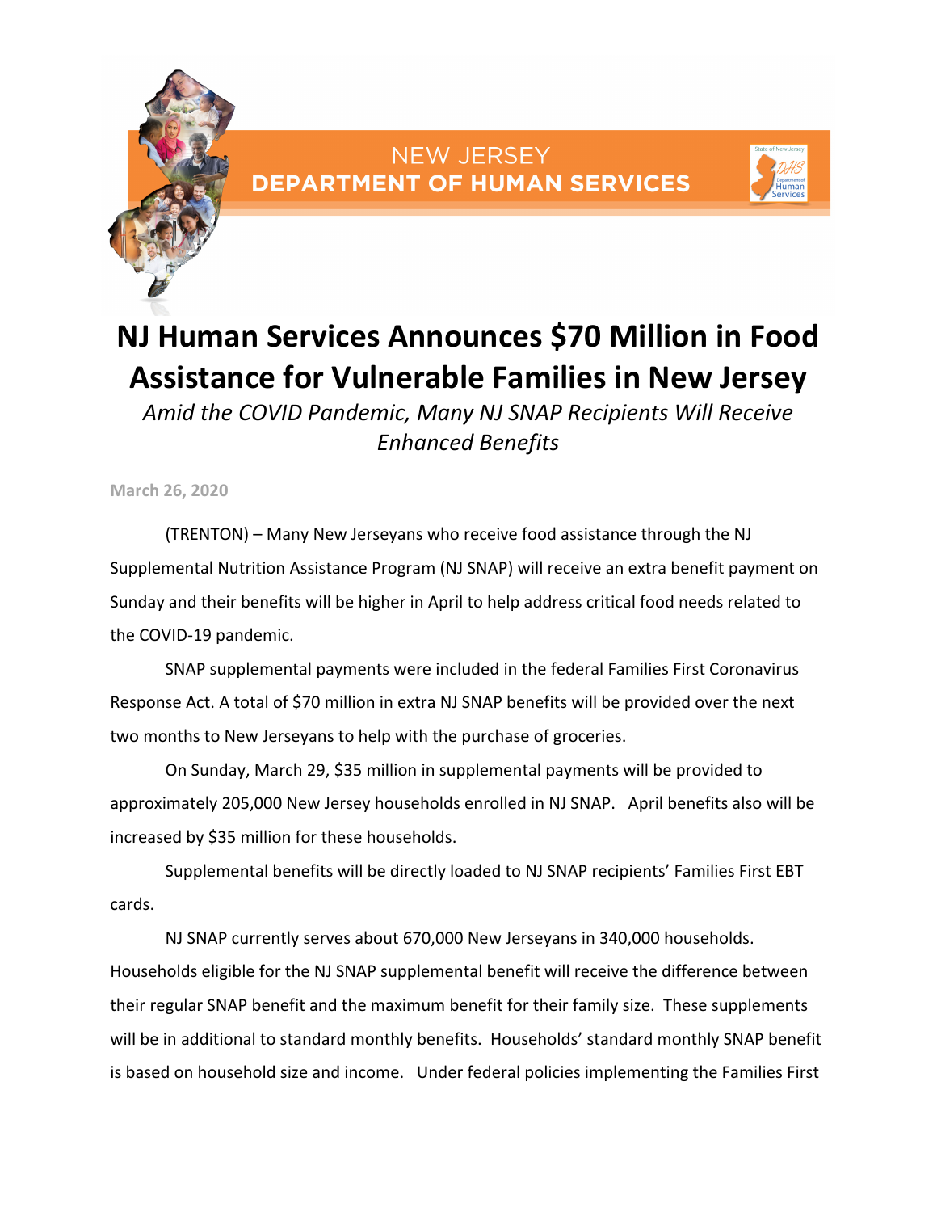NEW JERSEY
DEPARTMENT OF HUMAN SERVICES

# NJ Human Services Announces $70 Million in Food Assistance for Vulnerable Families in New Jersey

*Amid the COVID Pandemic, Many NJ SNAP Recipients Will Receive Enhanced Benefits*

**March 26, 2020**

(TRENTON) – Many New Jerseyans who receive food assistance through the NJ Supplemental Nutrition Assistance Program (NJ SNAP) will receive an extra benefit payment on Sunday and their benefits will be higher in April to help address critical food needs related to the COVID-19 pandemic.

SNAP supplemental payments were included in the federal Families First Coronavirus Response Act. A total of $70 million in extra NJ SNAP benefits will be provided over the next two months to New Jerseyans to help with the purchase of groceries.

On Sunday, March 29, $35 million in supplemental payments will be provided to approximately 205,000 New Jersey households enrolled in NJ SNAP. April benefits also will be increased by $35 million for these households.

Supplemental benefits will be directly loaded to NJ SNAP recipients' Families First EBT cards.

NJ SNAP currently serves about 670,000 New Jerseyans in 340,000 households. Households eligible for the NJ SNAP supplemental benefit will receive the difference between their regular SNAP benefit and the maximum benefit for their family size. These supplements will be in additional to standard monthly benefits. Households' standard monthly SNAP benefit is based on household size and income. Under federal policies implementing the Families First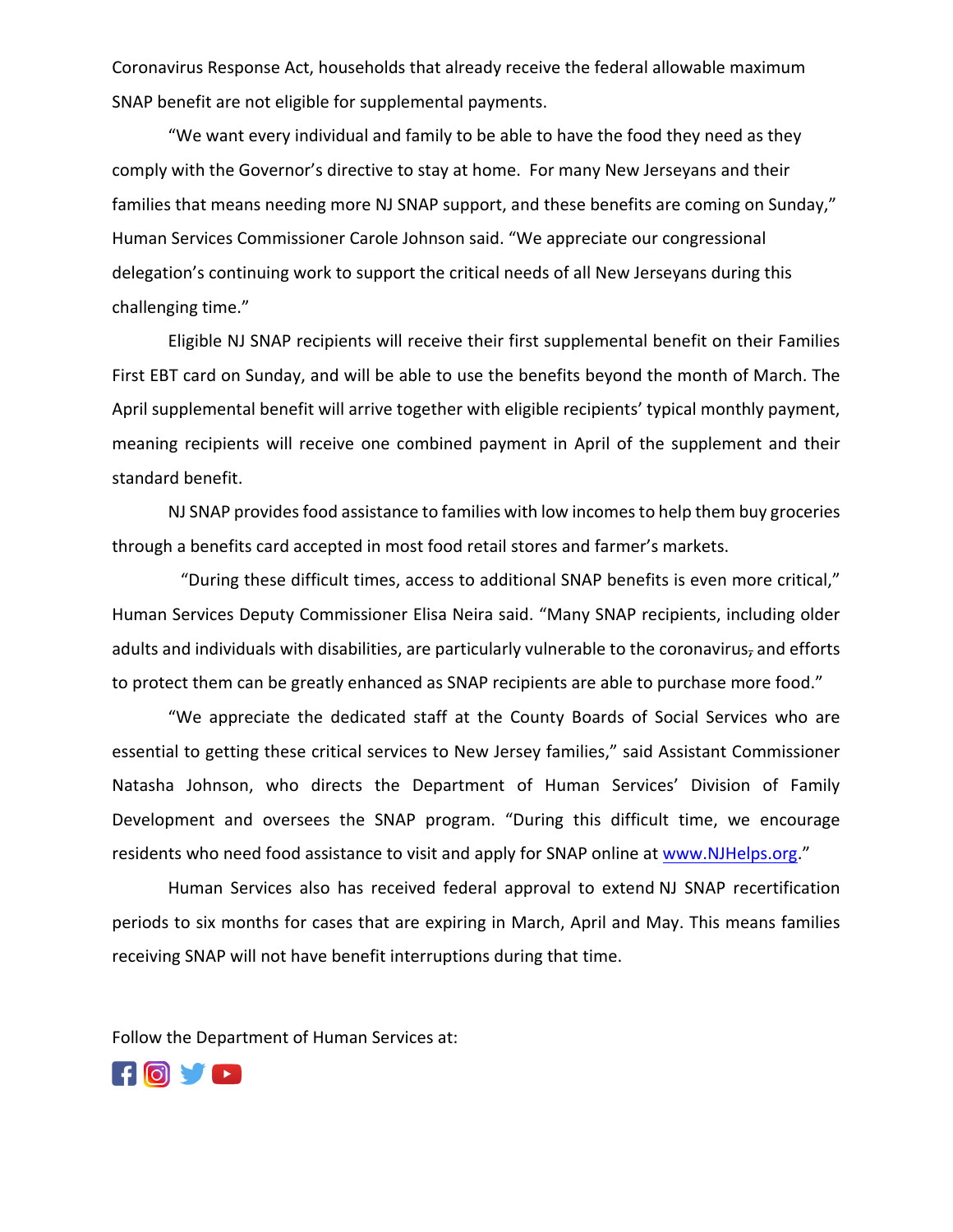Coronavirus Response Act, households that already receive the federal allowable maximum SNAP benefit are not eligible for supplemental payments.

"We want every individual and family to be able to have the food they need as they comply with the Governor's directive to stay at home. For many New Jerseyans and their families that means needing more NJ SNAP support, and these benefits are coming on Sunday," Human Services Commissioner Carole Johnson said. "We appreciate our congressional delegation's continuing work to support the critical needs of all New Jerseyans during this challenging time."

Eligible NJ SNAP recipients will receive their first supplemental benefit on their Families First EBT card on Sunday, and will be able to use the benefits beyond the month of March. The April supplemental benefit will arrive together with eligible recipients' typical monthly payment, meaning recipients will receive one combined payment in April of the supplement and their standard benefit.

NJ SNAP provides food assistance to families with low incomes to help them buy groceries through a benefits card accepted in most food retail stores and farmer's markets.

"During these difficult times, access to additional SNAP benefits is even more critical," Human Services Deputy Commissioner Elisa Neira said. "Many SNAP recipients, including older adults and individuals with disabilities, are particularly vulnerable to the coronavirus and efforts to protect them can be greatly enhanced as SNAP recipients are able to purchase more food."

"We appreciate the dedicated staff at the County Boards of Social Services who are essential to getting these critical services to New Jersey families," said Assistant Commissioner Natasha Johnson, who directs the Department of Human Services' Division of Family Development and oversees the SNAP program. "During this difficult time, we encourage residents who need food assistance to visit and apply for SNAP online at [www.NJHelps.org](http://www.NJHelps.org)."

Human Services also has received federal approval to extend NJ SNAP recertification periods to six months for cases that are expiring in March, April and May. This means families receiving SNAP will not have benefit interruptions during that time.

Follow the Department of Human Services at: